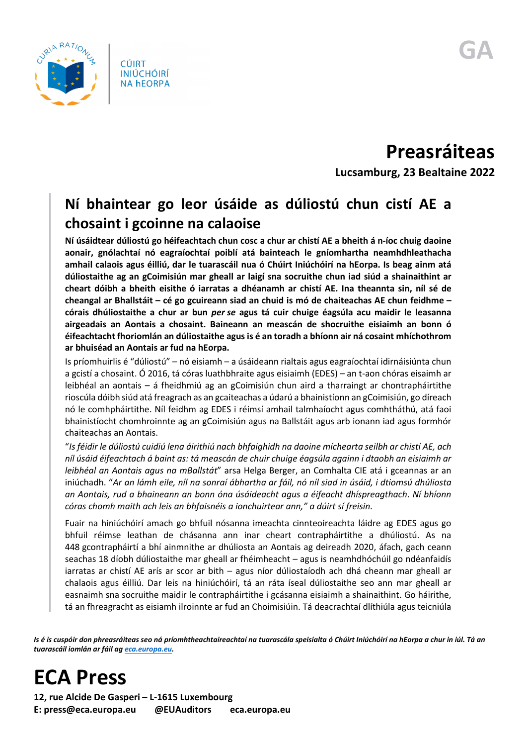CÚIRT INIÚCHÓIRÍ NA hEORPA

GA

# Preasráiteas

**Lucsamburg, 23 Bealtaine 2022**

## Ní bhaintear go leor úsáide as dúliostú chun cistí AE a chosaint i gcoinne na calaoise

**Ní úsáidtear dúliostú go héifeachtach chun cosc a chur ar chistí AE a bheith á n-íoc chuig daoine aonair, gnólachtaí nó eagraíochtaí poiblí atá bainteach le gníomhartha neamhdhleathacha amhail calaois agus éilliú, dar le tuarascáil nua ó Chúirt Iniúchóirí na hEorpa. Is beag ainm atá dúliostaithe ag an gCoimisiún mar gheall ar laigí sna socruithe chun iad siúd a shainaithint ar cheart dóibh a bheith eisithe ó iarratas a dhéanamh ar chistí AE. Ina theannta sin, níl sé de cheangal ar Bhallstáit – cé go gcuireann siad an chuid is mó de chaiteachas AE chun feidhme – córais dhúliostaithe a chur ar bun *per se* agus tá cuir chuige éagsúla acu maidir le leasanna airgeadais an Aontais a chosaint. Baineann an meascán de shocruithe eisiaimh an bonn ó éifeachtacht fhoriomlán an dúliostaithe agus is é an toradh a bhíonn air ná cosaint mhíchothrom ar bhuiséad an Aontais ar fud na hEorpa.**

Is príomhuirlis é "dúliostú" – nó eisiamh – a úsáideann rialtais agus eagraíochtaí idirnáisiúnta chun a gcistí a chosaint. Ó 2016, tá córas luathbhraite agus eisiaimh (EDES) – an t-aon chóras eisiamh ar leibhéal an aontais – á fheidhmiú ag an gCoimisiún chun aird a tharraingt ar chontrapháirtithe rioscúla dóibh siúd atá freagrach as an gcaiteachas a údarú a bhainistíonn an gCoimisiún, go díreach nó le comhpháirtithe. Níl feidhm ag EDES i réimsí amhail talmhaíocht agus comhtháthú, atá faoi bhainistíocht chomhroinnte ag an gCoimisiún agus na Ballstáit agus arb ionann iad agus formhór chaiteachas an Aontais.

"*Is féidir le dúliostú cuidiú lena áirithiú nach bhfaighidh na daoine míchearta seilbh ar chistí AE, ach níl úsáid éifeachtach á baint as: tá meascán de chuir chuige éagsúla againn i dtaobh an eisiaimh ar leibhéal an Aontais agus na mBallstát*" arsa Helga Berger, an Comhalta CIE atá i gceannas ar an iniúchadh. "*Ar an lámh eile, níl na sonraí ábhartha ar fáil, nó níl siad in úsáid, i dtiomsú dúliosta an Aontais, rud a bhaineann an bonn óna úsáideacht agus a éifeacht dhíspreagthach. Ní bhíonn córas chomh maith ach leis an bhfaisnéis a ionchuirtear ann," a dúirt sí freisin.*

Fuair na hiniúchóirí amach go bhfuil nósanna imeachta cinnteoireachta láidre ag EDES agus go bhfuil réimse leathan de chásanna ann inar cheart contrapháirtithe a dhúliostú. As na 448 gcontrapháirtí a bhí ainmnithe ar dhúliosta an Aontais ag deireadh 2020, áfach, gach ceann seachas 18 díobh dúliostaithe mar gheall ar fhéimheacht – agus is neamhdhóchúil go ndéanfaidís iarratas ar chistí AE arís ar scor ar bith – agus níor dúliostaíodh ach dhá cheann mar gheall ar chalaois agus éilliú. Dar leis na hiniúchóirí, tá an ráta íseal dúliostaithe seo ann mar gheall ar easnaimh sna socruithe maidir le contrapháirtithe i gcásanna eisiaimh a shainaithint. Go háirithe, tá an fhreagracht as eisiamh ilroinnte ar fud an Choimisiúin. Tá deacrachtaí dlíthiúla agus teicniúla

*Is é is cuspóir don phreasráiteas seo ná príomhtheachtaireachtaí na tuarascála speisialta ó Chúirt Iniúchóirí na hEorpa a chur in iúl. Tá an tuarascáil iomlán ar fáil ag eca.europa.eu.*

# ECA Press

**12, rue Alcide De Gasperi – L-1615 Luxembourg**
**E: press@eca.europa.eu @EUAuditors eca.europa.eu**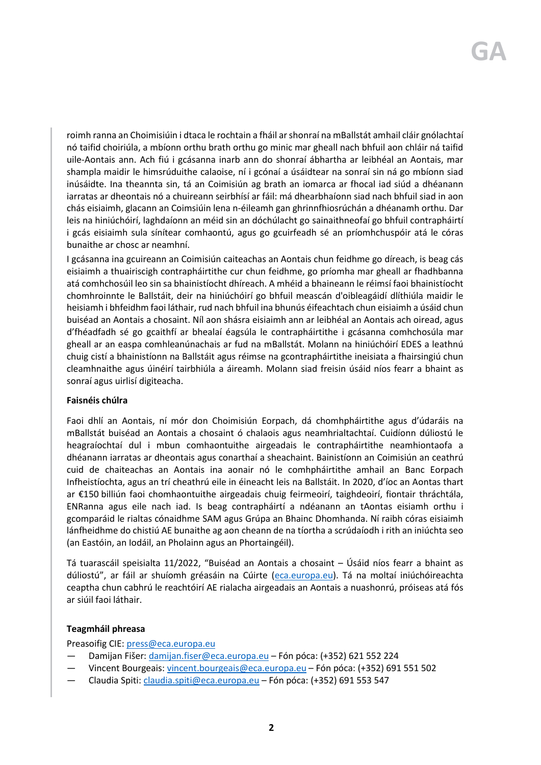roimh ranna an Choimisiúin i dtaca le rochtain a fháil ar shonraí na mBallstát amhail cláir gnólachtaí nó taifid choiriúla, a mbíonn orthu brath orthu go minic mar gheall nach bhfuil aon chláir ná taifid uile-Aontais ann. Ach fiú i gcásanna inarb ann do shonraí ábhartha ar leibhéal an Aontais, mar shampla maidir le himsrúduithe calaoise, ní i gcónaí a úsáidtear na sonraí sin ná go mbíonn siad inúsáidte. Ina theannta sin, tá an Coimisiún ag brath an iomarca ar fhocal iad siúd a dhéanann iarratas ar dheontais nó a chuireann seirbhísí ar fáil: má dhearbhaíonn siad nach bhfuil siad in aon chás eisiaimh, glacann an Coimsiúin lena n-éileamh gan ghrinnfhiosrúchán a dhéanamh orthu. Dar leis na hiniúchóirí, laghdaíonn an méid sin an dóchúlacht go sainaithneofaí go bhfuil contrapháirtí i gcás eisiaimh sula sínítear comhaontú, agus go gcuirfeadh sé an príomhchuspóir atá le córas bunaithe ar chosc ar neamhní.

I gcásanna ina gcuireann an Coimisiún caiteachas an Aontais chun feidhme go díreach, is beag cás eisiaimh a thuairiscigh contrapháirtithe cur chun feidhme, go príomha mar gheall ar fhadhbanna atá comhchosúil leo sin sa bhainistíocht dhíreach. A mhéid a bhaineann le réimsí faoi bhainistíocht chomhroinnte le Ballstáit, deir na hiniúchóirí go bhfuil meascán d'oibleagáidí dlíthiúla maidir le heisiamh i bhfeidhm faoi láthair, rud nach bhfuil ina bhunús éifeachtach chun eisiaimh a úsáid chun buiséad an Aontais a chosaint. Níl aon shásra eisiaimh ann ar leibhéal an Aontais ach oiread, agus d'fhéadfadh sé go gcaithfí ar bhealaí éagsúla le contrapháirtithe i gcásanna comhchosúla mar gheall ar an easpa comhleanúnachais ar fud na mBallstát. Molann na hiniúchóirí EDES a leathnú chuig cistí a bhainistíonn na Ballstáit agus réimse na gcontrapháirtithe ineisiata a fhairsingiú chun cleamhnaithe agus úinéirí tairbhiúla a áireamh. Molann siad freisin úsáid níos fearr a bhaint as sonraí agus uirlisí digiteacha.

**Faisnéis chúlra**

Faoi dhlí an Aontais, ní mór don Choimisiún Eorpach, dá chomhpháirtithe agus d'údaráis na mBallstát buiséad an Aontais a chosaint ó chalaois agus neamhrialtachtaí. Cuidíonn dúliostú le heagraíochtaí dul i mbun comhaontuithe airgeadais le contrapháirtithe neamhiontaofa a dhéanann iarratas ar dheontais agus conarthaí a sheachaint. Bainistíonn an Coimisiún an ceathrú cuid de chaiteachas an Aontais ina aonair nó le comhpháirtithe amhail an Banc Eorpach Infheistíochta, agus an trí cheathrú eile in éineacht leis na Ballstáit. In 2020, d'íoc an Aontas thart ar €150 billiún faoi chomhaontuithe airgeadais chuig feirmeoirí, taighdeoirí, fiontair thráchtála, ENRanna agus eile nach iad. Is beag contrapháirtí a ndéanann an tAontas eisiamh orthu i gcomparáid le rialtas cónaidhme SAM agus Grúpa an Bhainc Dhomhanda. Ní raibh córas eisiaimh lánfheidhme do chistiú AE bunaithe ag aon cheann de na tíortha a scrúdaíodh i rith an iniúchta seo (an Eastóin, an Iodáil, an Pholainn agus an Phortaingéil).

Tá tuarascáil speisialta 11/2022, "Buiséad an Aontais a chosaint – Úsáid níos fearr a bhaint as dúliostú", ar fáil ar shuíomh gréasáin na Cúirte (eca.europa.eu). Tá na moltaí iniúchóireachta ceaptha chun cabhrú le reachtóirí AE rialacha airgeadais an Aontais a nuashonrú, próiseas atá fós ar siúil faoi láthair.

**Teagmháil phreasa**

Preasoifig CIE: press@eca.europa.eu

- Damijan Fišer: damijan.fiser@eca.europa.eu – Fón póca: (+352) 621 552 224
- Vincent Bourgeais: vincent.bourgeais@eca.europa.eu – Fón póca: (+352) 691 551 502
- Claudia Spiti: claudia.spiti@eca.europa.eu – Fón póca: (+352) 691 553 547